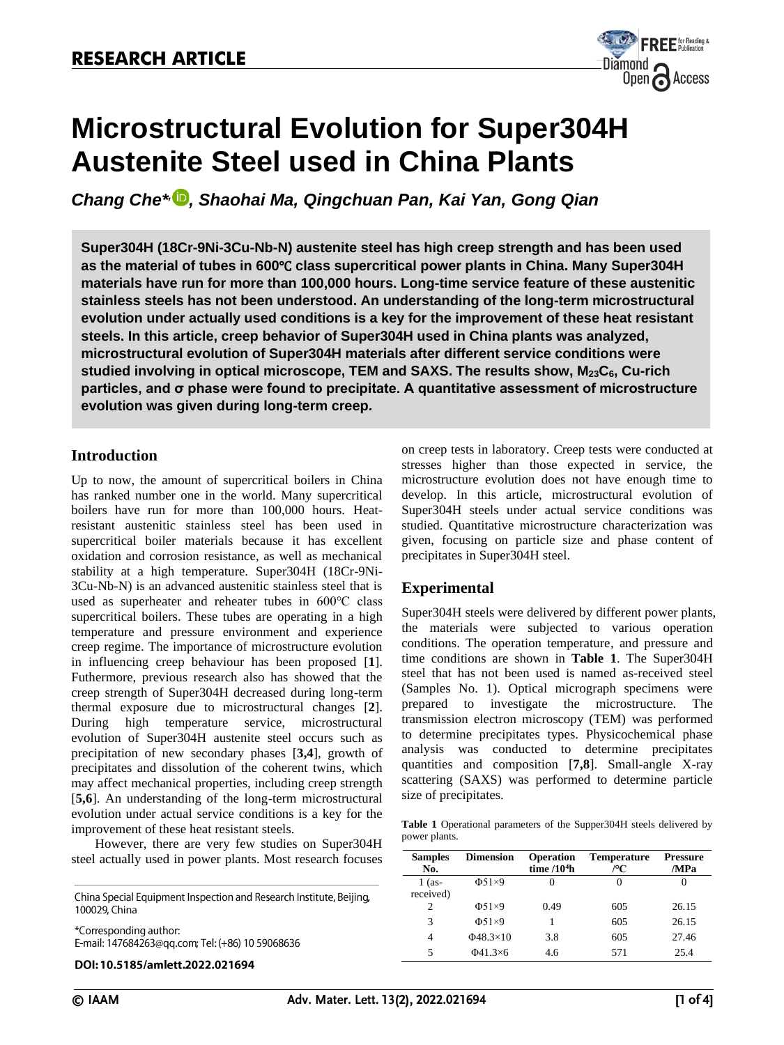RESEARCH ARTICLE

# Microstructural Evolution for Super304H Austenite Steel used in China Plants

*Chang Che*\*, Shaohai Ma, Qingchuan Pan, Kai Yan, Gong Qian*

**Super304H (18Cr-9Ni-3Cu-Nb-N) austenite steel has high creep strength and has been used as the material of tubes in 600℃ class supercritical power plants in China. Many Super304H materials have run for more than 100,000 hours. Long-time service feature of these austenitic stainless steels has not been understood. An understanding of the long-term microstructural evolution under actually used conditions is a key for the improvement of these heat resistant steels. In this article, creep behavior of Super304H used in China plants was analyzed, microstructural evolution of Super304H materials after different service conditions were studied involving in optical microscope, TEM and SAXS. The results show, $M_{23}C_6$, Cu-rich particles, and σ phase were found to precipitate. A quantitative assessment of microstructure evolution was given during long-term creep.**

## Introduction

Up to now, the amount of supercritical boilers in China has ranked number one in the world. Many supercritical boilers have run for more than 100,000 hours. Heat-resistant austenitic stainless steel has been used in supercritical boiler materials because it has excellent oxidation and corrosion resistance, as well as mechanical stability at a high temperature. Super304H (18Cr-9Ni-3Cu-Nb-N) is an advanced austenitic stainless steel that is used as superheater and reheater tubes in 600°C class supercritical boilers. These tubes are operating in a high temperature and pressure environment and experience creep regime. The importance of microstructure evolution in influencing creep behaviour has been proposed [**1**]. Futhermore, previous research also has showed that the creep strength of Super304H decreased during long-term thermal exposure due to microstructural changes [**2**]. During high temperature service, microstructural evolution of Super304H austenite steel occurs such as precipitation of new secondary phases [**3,4**], growth of precipitates and dissolution of the coherent twins, which may affect mechanical properties, including creep strength [**5,6**]. An understanding of the long-term microstructural evolution under actual service conditions is a key for the improvement of these heat resistant steels.

However, there are very few studies on Super304H steel actually used in power plants. Most research focuses on creep tests in laboratory. Creep tests were conducted at stresses higher than those expected in service, the microstructure evolution does not have enough time to develop. In this article, microstructural evolution of Super304H steels under actual service conditions was studied. Quantitative microstructure characterization was given, focusing on particle size and phase content of precipitates in Super304H steel.

China Special Equipment Inspection and Research Institute, Beijing, 100029, China

\*Corresponding author:
E-mail: 147684263@qq.com; Tel: (+86) 10 59068636

DOI: 10.5185/amlett.2022.021694

## Experimental

Super304H steels were delivered by different power plants, the materials were subjected to various operation conditions. The operation temperature, and pressure and time conditions are shown in **Table 1**. The Super304H steel that has not been used is named as-received steel (Samples No. 1). Optical micrograph specimens were prepared to investigate the microstructure. The transmission electron microscopy (TEM) was performed to determine precipitates types. Physicochemical phase analysis was conducted to determine precipitates quantities and composition [**7,8**]. Small-angle X-ray scattering (SAXS) was performed to determine particle size of precipitates.

**Table 1** Operational parameters of the Supper304H steels delivered by power plants.

| Samples No. | Dimension | Operation time /$10^4$h | Temperature /°C | Pressure /MPa |
|---|---|---|---|---|
| 1 (as-received) | Φ51×9 | 0 | 0 | 0 |
| 2 | Φ51×9 | 0.49 | 605 | 26.15 |
| 3 | Φ51×9 | 1 | 605 | 26.15 |
| 4 | Φ48.3×10 | 3.8 | 605 | 27.46 |
| 5 | Φ41.3×6 | 4.6 | 571 | 25.4 |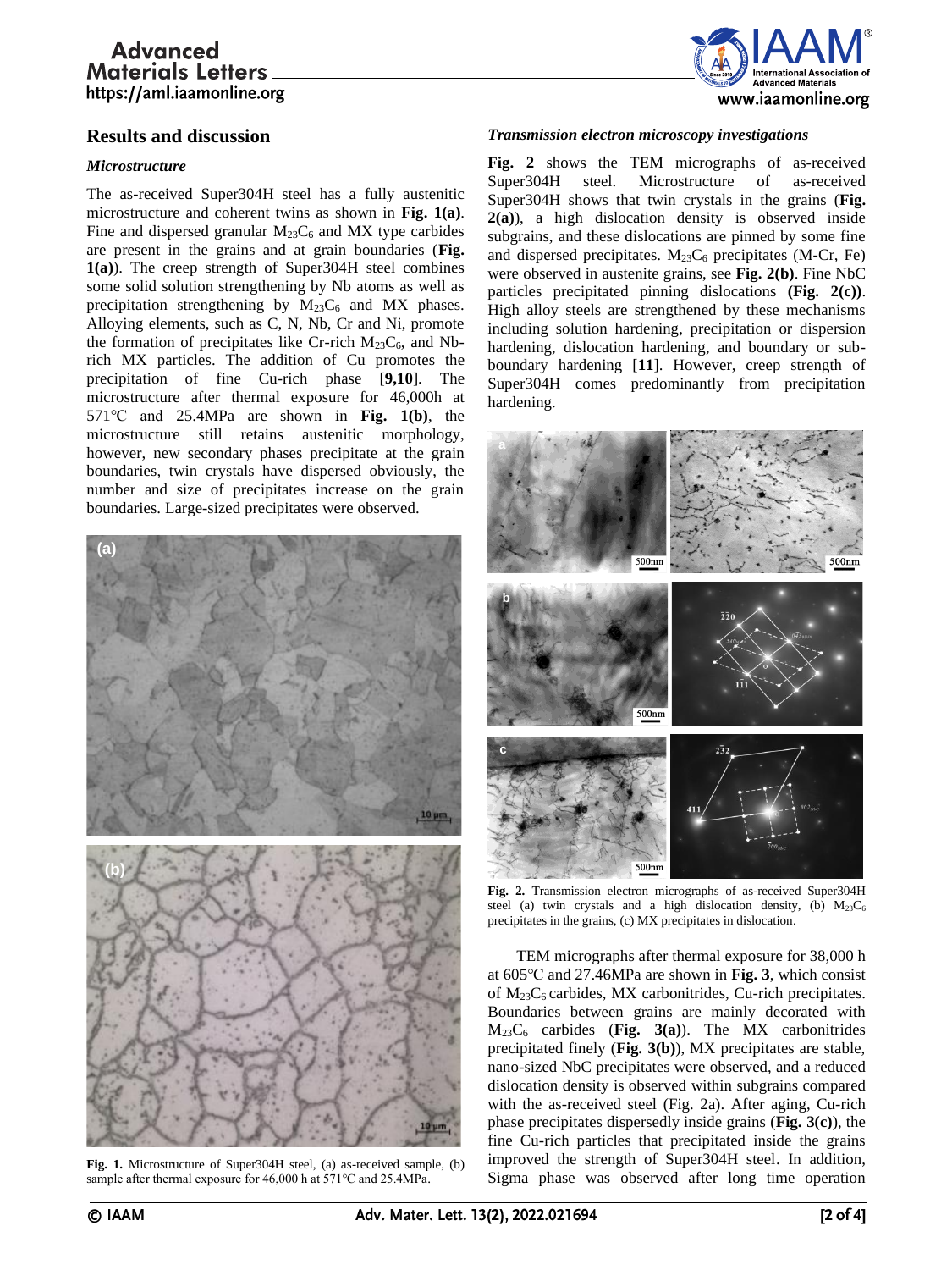## Results and discussion

### *Microstructure*

The as-received Super304H steel has a fully austenitic microstructure and coherent twins as shown in **Fig. 1(a)**. Fine and dispersed granular $M_{23}C_6$ and MX type carbides are present in the grains and at grain boundaries (**Fig. 1(a)**). The creep strength of Super304H steel combines some solid solution strengthening by Nb atoms as well as precipitation strengthening by $M_{23}C_6$ and MX phases. Alloying elements, such as C, N, Nb, Cr and Ni, promote the formation of precipitates like Cr-rich $M_{23}C_6$, and Nb-rich MX particles. The addition of Cu promotes the precipitation of fine Cu-rich phase [**9,10**]. The microstructure after thermal exposure for 46,000h at 571℃ and 25.4MPa are shown in **Fig. 1(b)**, the microstructure still retains austenitic morphology, however, new secondary phases precipitate at the grain boundaries, twin crystals have dispersed obviously, the number and size of precipitates increase on the grain boundaries. Large-sized precipitates were observed.

**Fig. 1.** Microstructure of Super304H steel, (a) as-received sample, (b) sample after thermal exposure for 46,000 h at 571℃ and 25.4MPa.

### *Transmission electron microscopy investigations*

**Fig. 2** shows the TEM micrographs of as-received Super304H steel. Microstructure of as-received Super304H shows that twin crystals in the grains (**Fig. 2(a)**), a high dislocation density is observed inside subgrains, and these dislocations are pinned by some fine and dispersed precipitates. $M_{23}C_6$ precipitates (M-Cr, Fe) were observed in austenite grains, see **Fig. 2(b)**. Fine NbC particles precipitated pinning dislocations **(Fig. 2(c))**. High alloy steels are strengthened by these mechanisms including solution hardening, precipitation or dispersion hardening, dislocation hardening, and boundary or sub-boundary hardening [**11**]. However, creep strength of Super304H comes predominantly from precipitation hardening.

**Fig. 2.** Transmission electron micrographs of as-received Super304H steel (a) twin crystals and a high dislocation density, (b) $M_{23}C_6$ precipitates in the grains, (c) MX precipitates in dislocation.

TEM micrographs after thermal exposure for 38,000 h at 605℃ and 27.46MPa are shown in **Fig. 3**, which consist of $M_{23}C_6$ carbides, MX carbonitrides, Cu-rich precipitates. Boundaries between grains are mainly decorated with $M_{23}C_6$ carbides (**Fig. 3(a)**). The MX carbonitrides precipitated finely (**Fig. 3(b)**), MX precipitates are stable, nano-sized NbC precipitates were observed, and a reduced dislocation density is observed within subgrains compared with the as-received steel (Fig. 2a). After aging, Cu-rich phase precipitates dispersedly inside grains (**Fig. 3(c)**), the fine Cu-rich particles that precipitated inside the grains improved the strength of Super304H steel. In addition, Sigma phase was observed after long time operation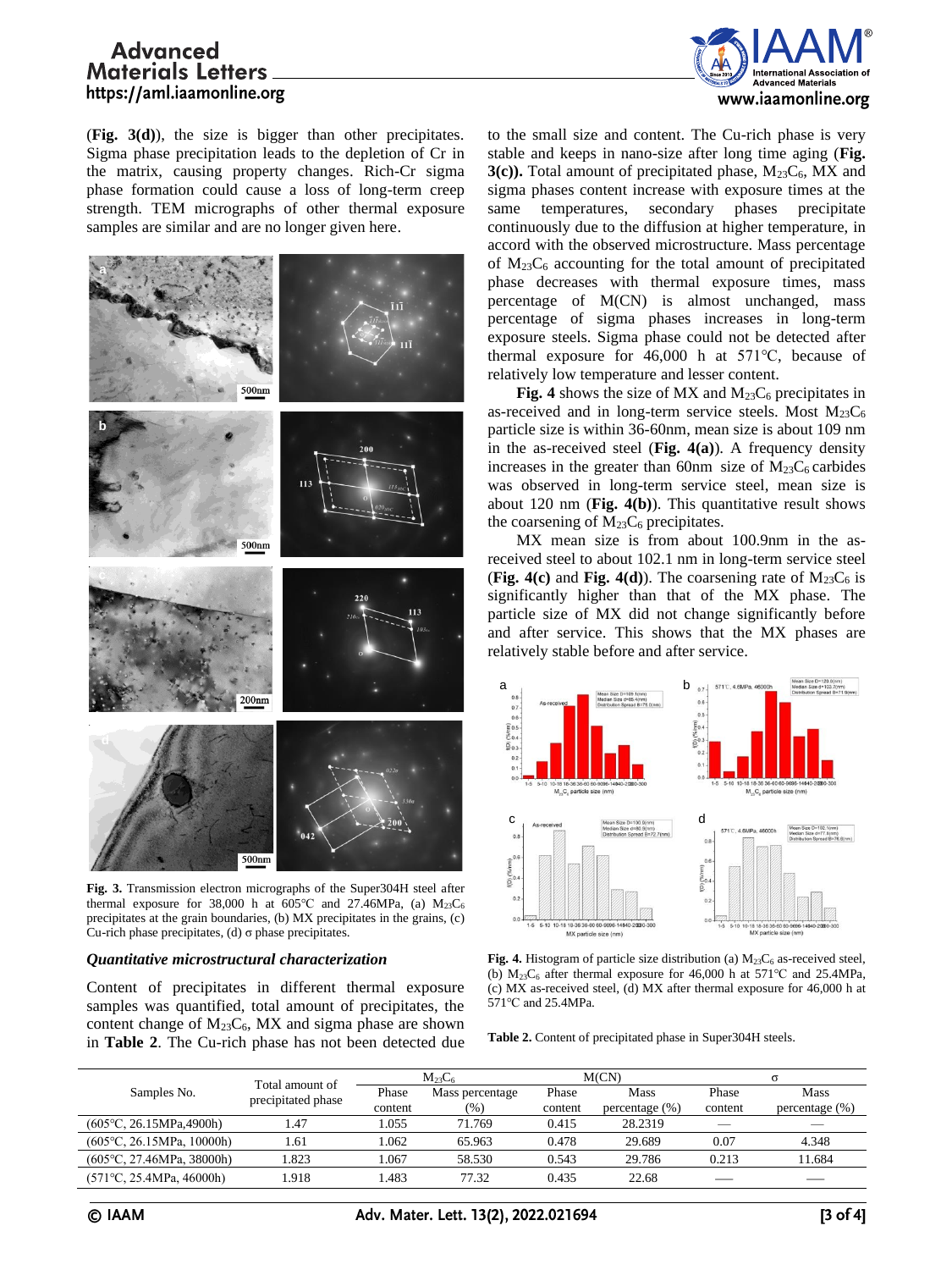(**Fig. 3(d)**), the size is bigger than other precipitates. Sigma phase precipitation leads to the depletion of Cr in the matrix, causing property changes. Rich-Cr sigma phase formation could cause a loss of long-term creep strength. TEM micrographs of other thermal exposure samples are similar and are no longer given here.

**Fig. 3.** Transmission electron micrographs of the Super304H steel after thermal exposure for 38,000 h at 605°C and 27.46MPa, (a) $M_{23}C_6$ precipitates at the grain boundaries, (b) MX precipitates in the grains, (c) Cu-rich phase precipitates, (d) σ phase precipitates.

### *Quantitative microstructural characterization*

Content of precipitates in different thermal exposure samples was quantified, total amount of precipitates, the content change of $M_{23}C_6$, MX and sigma phase are shown in **Table 2**. The Cu-rich phase has not been detected due to the small size and content. The Cu-rich phase is very stable and keeps in nano-size after long time aging (**Fig. 3(c)).** Total amount of precipitated phase, $M_{23}C_6$, MX and sigma phases content increase with exposure times at the same temperatures, secondary phases precipitate continuously due to the diffusion at higher temperature, in accord with the observed microstructure. Mass percentage of $M_{23}C_6$ accounting for the total amount of precipitated phase decreases with thermal exposure times, mass percentage of M(CN) is almost unchanged, mass percentage of sigma phases increases in long-term exposure steels. Sigma phase could not be detected after thermal exposure for 46,000 h at 571°C, because of relatively low temperature and lesser content.

**Fig. 4** shows the size of MX and $M_{23}C_6$ precipitates in as-received and in long-term service steels. Most $M_{23}C_6$ particle size is within 36-60nm, mean size is about 109 nm in the as-received steel (**Fig. 4(a)**). A frequency density increases in the greater than 60nm size of $M_{23}C_6$ carbides was observed in long-term service steel, mean size is about 120 nm (**Fig. 4(b)**). This quantitative result shows the coarsening of $M_{23}C_6$ precipitates.

MX mean size is from about 100.9nm in the as-received steel to about 102.1 nm in long-term service steel (**Fig. 4(c)** and **Fig. 4(d)**). The coarsening rate of $M_{23}C_6$ is significantly higher than that of the MX phase. The particle size of MX did not change significantly before and after service. This shows that the MX phases are relatively stable before and after service.

**Fig. 4.** Histogram of particle size distribution (a) $M_{23}C_6$ as-received steel, (b) $M_{23}C_6$ after thermal exposure for 46,000 h at 571°C and 25.4MPa, (c) MX as-received steel, (d) MX after thermal exposure for 46,000 h at 571°C and 25.4MPa.

**Table 2.** Content of precipitated phase in Super304H steels.

| Samples No. | Total amount of precipitated phase | $M_{23}C_6$ | | M(CN) | | σ | |
|---|---|---|---|---|---|---|---|
| | | Phase content | Mass percentage (%) | Phase content | Mass percentage (%) | Phase content | Mass percentage (%) |
| (605°C, 26.15MPa,4900h) | 1.47 | 1.055 | 71.769 | 0.415 | 28.2319 | — | — |
| (605°C, 26.15MPa, 10000h) | 1.61 | 1.062 | 65.963 | 0.478 | 29.689 | 0.07 | 4.348 |
| (605°C, 27.46MPa, 38000h) | 1.823 | 1.067 | 58.530 | 0.543 | 29.786 | 0.213 | 11.684 |
| (571°C, 25.4MPa, 46000h) | 1.918 | 1.483 | 77.32 | 0.435 | 22.68 | — | — |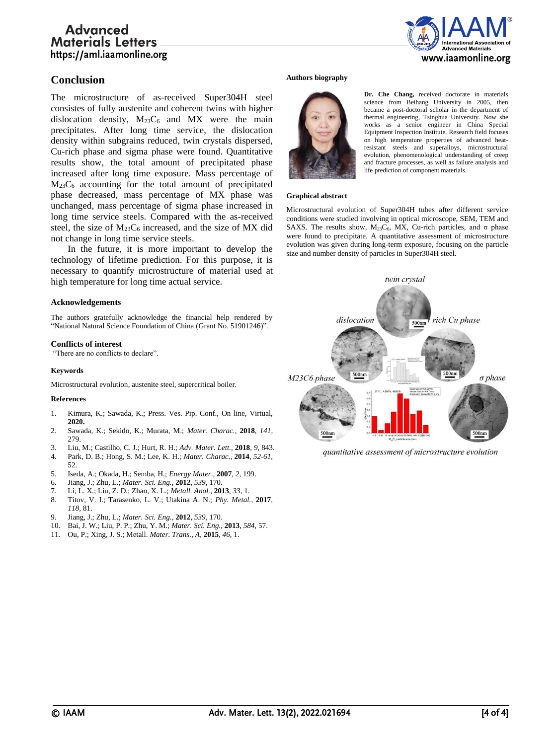## Conclusion

The microstructure of as-received Super304H steel consistes of fully austenite and coherent twins with higher dislocation density, $M_{23}C_6$ and MX were the main precipitates. After long time service, the dislocation density within subgrains reduced, twin crystals dispersed, Cu-rich phase and sigma phase were found. Quantitative results show, the total amount of precipitated phase increased after long time exposure. Mass percentage of $M_{23}C_6$ accounting for the total amount of precipitated phase decreased, mass percentage of MX phase was unchanged, mass percentage of sigma phase increased in long time service steels. Compared with the as-received steel, the size of $M_{23}C_6$ increased, and the size of MX did not change in long time service steels.

In the future, it is more important to develop the technology of lifetime prediction. For this purpose, it is necessary to quantify microstructure of material used at high temperature for long time actual service.

### Acknowledgements

The authors gratefully acknowledge the financial help rendered by "National Natural Science Foundation of China (Grant No. 51901246)".

### Conflicts of interest

"There are no conflicts to declare".

### Keywords

Microstructural evolution, austenite steel, supercritical boiler.

### References

1. Kimura, K.; Sawada, K.; Press. Ves. Pip. Conf., On line, Virtual, **2020.**
2. Sawada, K.; Sekido, K.; Murata, M.; *Mater. Charac.*, **2018**, *141*, 279.
3. Liu, M.; Castilho, C. J.; Hurt, R. H.; *Adv. Mater. Lett.*, **2018**, *9*, 843.
4. Park, D. B.; Hong, S. M.; Lee, K. H.; *Mater. Charac.*, **2014**, *52-61*, 52.
5. Iseda, A.; Okada, H.; Semba, H.; *Energy Mater*., **2007**, *2*, 199.
6. Jiang, J.; Zhu, L.; *Mater. Sci. Eng.*, **2012**, *539*, 170.
7. Li, L. X.; Liu, Z. D.; Zhao, X. L.; *Metall. Anal.*, **2013**, *33*, 1.
8. Titov, V. I.; Tarasenko, L. V.; Utakina A. N.; *Phy. Metal.*, **2017**, *118*, 81.
9. Jiang, J.; Zhu, L.; *Mater. Sci. Eng.*, **2012**, *539*, 170.
10. Bai, J. W.; Liu, P. P.; Zhu, Y. M.; *Mater. Sci. Eng.*, **2013**, *584*, 57.
11. Ou, P.; Xing, J. S.; Metall. *Mater. Trans., A*, **2015**, *46*, 1.

### Authors biography

**Dr. Che Chang,** received doctorate in materials science from Beihang University in 2005, then became a post-doctoral scholar in the department of thermal engineering, Tsinghua University. Now she works as a senior engineer in China Special Equipment Inspection Institute. Research field focuses on high temperature properties of advanced heat-resistant steels and superalloys, microstructural evolution, phenomenological understanding of creep and fracture processes, as well as failure analysis and life prediction of component materials.

### Graphical abstract

Microstructural evolution of Super304H tubes after different service conditions were studied involving in optical microscope, SEM, TEM and SAXS. The results show, $M_{23}C_6$, MX, Cu-rich particles, and σ phase were found to precipitate. A quantitative assessment of microstructure evolution was given during long-term exposure, focusing on the particle size and number density of particles in Super304H steel.

twin crystal

dislocation

rich Cu phase

M23C6 phase

σ phase

500nm

200nm

*quantitative assessment of microstructure evolution*